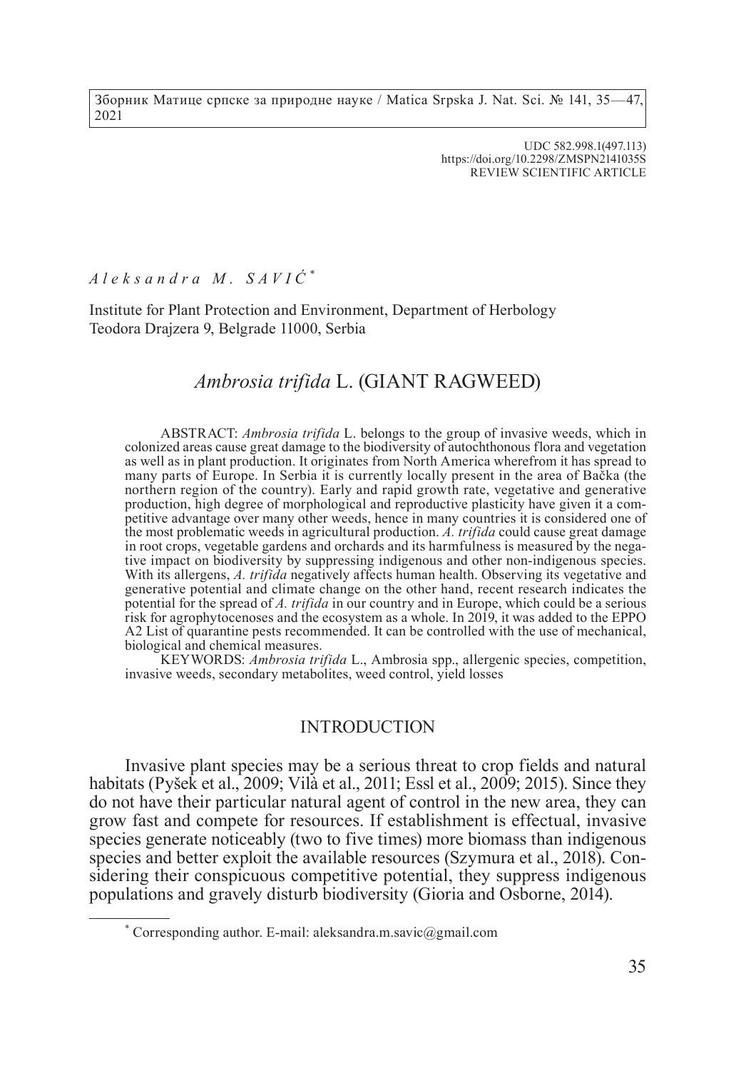UDC 582.998.1(497.113)
https://doi.org/10.2298/ZMSPN2141035S
REVIEW SCIENTIFIC ARTICLE

*Aleksandra M. SAVIĆ* *

Institute for Plant Protection and Environment, Department of Herbology
Teodora Drajzera 9, Belgrade 11000, Serbia

# *Ambrosia trifida* L. (GIANT RAGWEED)

ABSTRACT: *Ambrosia trifida* L. belongs to the group of invasive weeds, which in colonized areas cause great damage to the biodiversity of autochthonous flora and vegetation as well as in plant production. It originates from North America wherefrom it has spread to many parts of Europe. In Serbia it is currently locally present in the area of Bačka (the northern region of the country). Early and rapid growth rate, vegetative and generative production, high degree of morphological and reproductive plasticity have given it a competitive advantage over many other weeds, hence in many countries it is considered one of the most problematic weeds in agricultural production. *A. trifida* could cause great damage in root crops, vegetable gardens and orchards and its harmfulness is measured by the negative impact on biodiversity by suppressing indigenous and other non-indigenous species. With its allergens, *A. trifida* negatively affects human health. Observing its vegetative and generative potential and climate change on the other hand, recent research indicates the potential for the spread of *A. trifida* in our country and in Europe, which could be a serious risk for agrophytocenoses and the ecosystem as a whole. In 2019, it was added to the EPPO A2 List of quarantine pests recommended. It can be controlled with the use of mechanical, biological and chemical measures.

KEYWORDS: *Ambrosia trifida* L., Ambrosia spp., allergenic species, competition, invasive weeds, secondary metabolites, weed control, yield losses

## INTRODUCTION

Invasive plant species may be a serious threat to crop fields and natural habitats (Pyšek et al., 2009; Vilà et al., 2011; Essl et al., 2009; 2015). Since they do not have their particular natural agent of control in the new area, they can grow fast and compete for resources. If establishment is effectual, invasive species generate noticeably (two to five times) more biomass than indigenous species and better exploit the available resources (Szymura et al., 2018). Considering their conspicuous competitive potential, they suppress indigenous populations and gravely disturb biodiversity (Gioria and Osborne, 2014).

* Corresponding author. E-mail: aleksandra.m.savic@gmail.com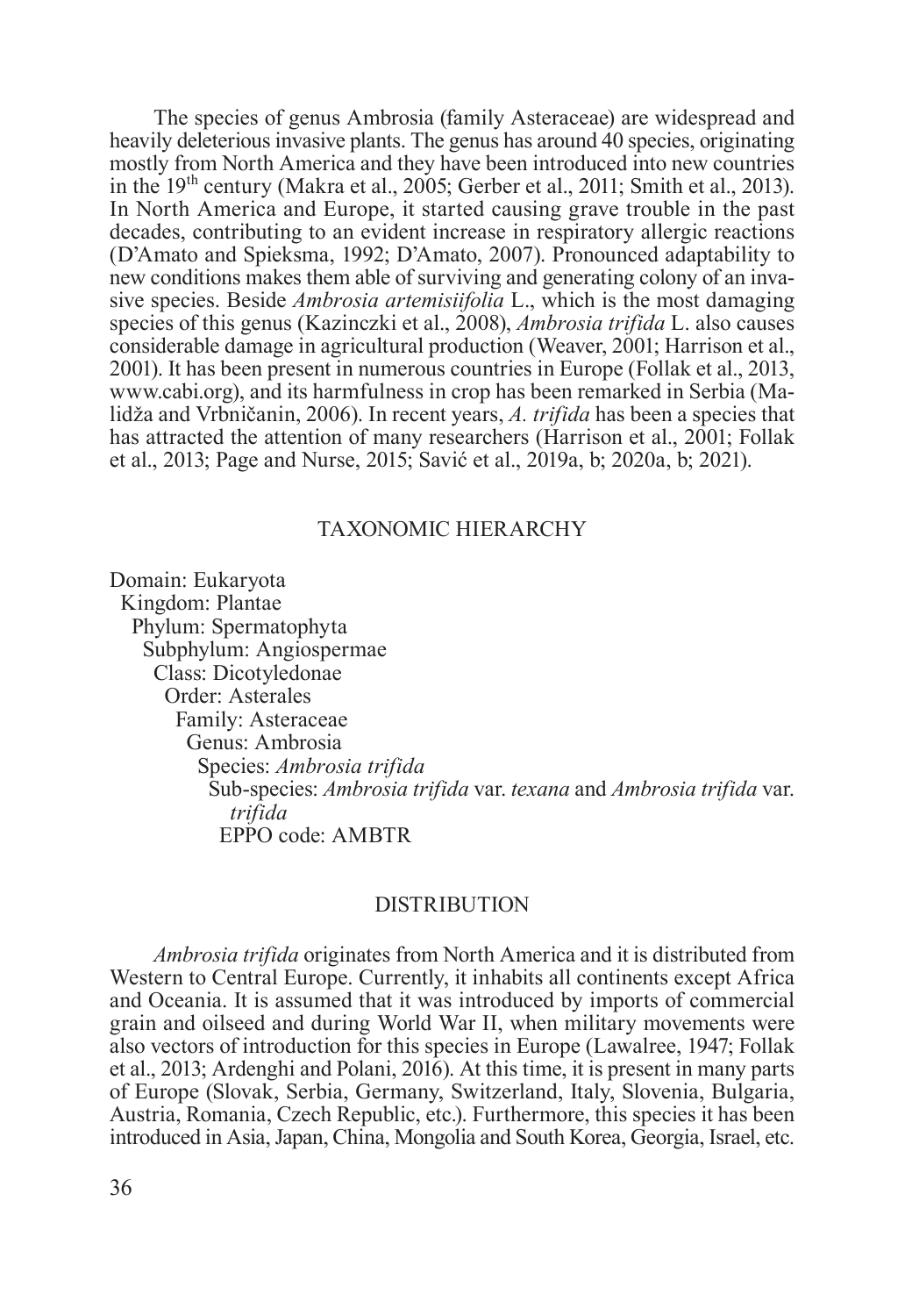The species of genus Ambrosia (family Asteraceae) are widespread and heavily deleterious invasive plants. The genus has around 40 species, originating mostly from North America and they have been introduced into new countries in the 19th century (Makra et al., 2005; Gerber et al., 2011; Smith et al., 2013). In North America and Europe, it started causing grave trouble in the past decades, contributing to an evident increase in respiratory allergic reactions (D'Amato and Spieksma, 1992; D'Amato, 2007). Pronounced adaptability to new conditions makes them able of surviving and generating colony of an invasive species. Beside *Ambrosia artemisiifolia* L., which is the most damaging species of this genus (Kazinczki et al., 2008), *Ambrosia trifida* L. also causes considerable damage in agricultural production (Weaver, 2001; Harrison et al., 2001). It has been present in numerous countries in Europe (Follak et al., 2013, www.cabi.org), and its harmfulness in crop has been remarked in Serbia (Malidža and Vrbničanin, 2006). In recent years, *A. trifida* has been a species that has attracted the attention of many researchers (Harrison et al., 2001; Follak et al., 2013; Page and Nurse, 2015; Savić et al., 2019a, b; 2020a, b; 2021).

## TAXONOMIC HIERARCHY

Domain: Eukaryota
- Kingdom: Plantae
  - Phylum: Spermatophyta
    - Subphylum: Angiospermae
      - Class: Dicotyledonae
        - Order: Asterales
          - Family: Asteraceae
            - Genus: Ambrosia
              - Species: *Ambrosia trifida*
                - Sub-species: *Ambrosia trifida* var. *texana* and *Ambrosia trifida* var. *trifida*
                - EPPO code: AMBTR

## DISTRIBUTION

*Ambrosia trifida* originates from North America and it is distributed from Western to Central Europe. Currently, it inhabits all continents except Africa and Oceania. It is assumed that it was introduced by imports of commercial grain and oilseed and during World War II, when military movements were also vectors of introduction for this species in Europe (Lawalree, 1947; Follak et al., 2013; Ardenghi and Polani, 2016). At this time, it is present in many parts of Europe (Slovak, Serbia, Germany, Switzerland, Italy, Slovenia, Bulgaria, Austria, Romania, Czech Republic, etc.). Furthermore, this species it has been introduced in Asia, Japan, China, Mongolia and South Korea, Georgia, Israel, etc.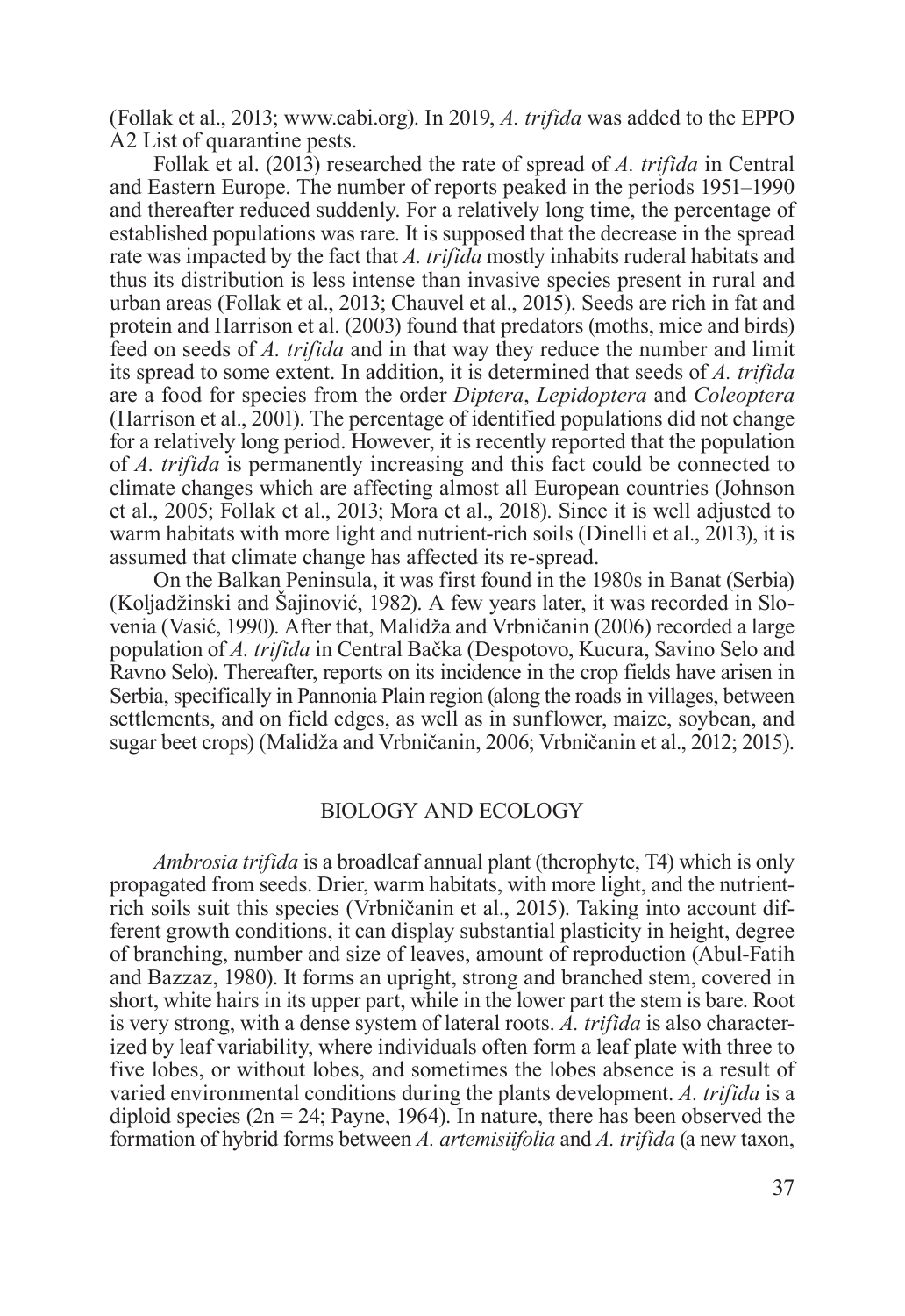(Follak et al., 2013; www.cabi.org). In 2019, *A. trifida* was added to the EPPO A2 List of quarantine pests.

Follak et al. (2013) researched the rate of spread of *A. trifida* in Central and Eastern Europe. The number of reports peaked in the periods 1951–1990 and thereafter reduced suddenly. For a relatively long time, the percentage of established populations was rare. It is supposed that the decrease in the spread rate was impacted by the fact that *A. trifida* mostly inhabits ruderal habitats and thus its distribution is less intense than invasive species present in rural and urban areas (Follak et al., 2013; Chauvel et al., 2015). Seeds are rich in fat and protein and Harrison et al. (2003) found that predators (moths, mice and birds) feed on seeds of *A. trifida* and in that way they reduce the number and limit its spread to some extent. In addition, it is determined that seeds of *A. trifida* are a food for species from the order *Diptera*, *Lepidoptera* and *Coleoptera* (Harrison et al., 2001). The percentage of identified populations did not change for a relatively long period. However, it is recently reported that the population of *A. trifida* is permanently increasing and this fact could be connected to climate changes which are affecting almost all European countries (Johnson et al., 2005; Follak et al., 2013; Mora et al., 2018). Since it is well adjusted to warm habitats with more light and nutrient-rich soils (Dinelli et al., 2013), it is assumed that climate change has affected its re-spread.

On the Balkan Peninsula, it was first found in the 1980s in Banat (Serbia) (Koljadžinski and Šajinović, 1982). A few years later, it was recorded in Slovenia (Vasić, 1990). After that, Malidža and Vrbničanin (2006) recorded a large population of *A. trifida* in Central Bačka (Despotovo, Kucura, Savino Selo and Ravno Selo). Thereafter, reports on its incidence in the crop fields have arisen in Serbia, specifically in Pannonia Plain region (along the roads in villages, between settlements, and on field edges, as well as in sunflower, maize, soybean, and sugar beet crops) (Malidža and Vrbničanin, 2006; Vrbničanin et al., 2012; 2015).

## BIOLOGY AND ECOLOGY

*Ambrosia trifida* is a broadleaf annual plant (therophyte, T4) which is only propagated from seeds. Drier, warm habitats, with more light, and the nutrient-rich soils suit this species (Vrbničanin et al., 2015). Taking into account different growth conditions, it can display substantial plasticity in height, degree of branching, number and size of leaves, amount of reproduction (Abul-Fatih and Bazzaz, 1980). It forms an upright, strong and branched stem, covered in short, white hairs in its upper part, while in the lower part the stem is bare. Root is very strong, with a dense system of lateral roots. *A. trifida* is also characterized by leaf variability, where individuals often form a leaf plate with three to five lobes, or without lobes, and sometimes the lobes absence is a result of varied environmental conditions during the plants development. *A. trifida* is a diploid species (2n = 24; Payne, 1964). In nature, there has been observed the formation of hybrid forms between *A. artemisiifolia* and *A. trifida* (a new taxon,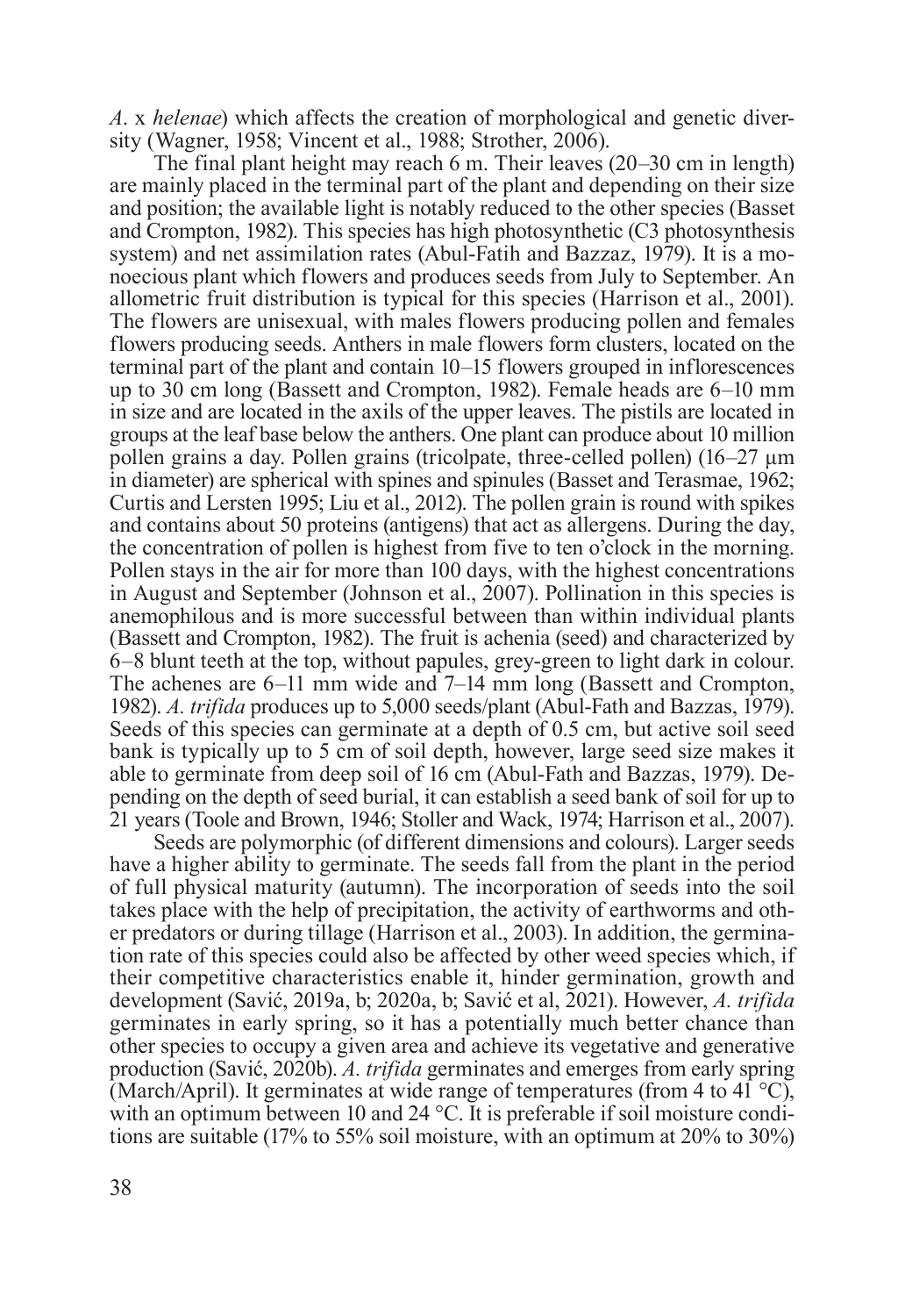*A*. x *helenae*) which affects the creation of morphological and genetic diversity (Wagner, 1958; Vincent et al., 1988; Strother, 2006).

The final plant height may reach 6 m. Their leaves (20–30 cm in length) are mainly placed in the terminal part of the plant and depending on their size and position; the available light is notably reduced to the other species (Basset and Crompton, 1982). This species has high photosynthetic (C3 photosynthesis system) and net assimilation rates (Abul-Fatih and Bazzaz, 1979). It is a monoecious plant which flowers and produces seeds from July to September. An allometric fruit distribution is typical for this species (Harrison et al., 2001). The flowers are unisexual, with males flowers producing pollen and females flowers producing seeds. Anthers in male flowers form clusters, located on the terminal part of the plant and contain 10–15 flowers grouped in inflorescences up to 30 cm long (Bassett and Crompton, 1982). Female heads are 6–10 mm in size and are located in the axils of the upper leaves. The pistils are located in groups at the leaf base below the anthers. One plant can produce about 10 million pollen grains a day. Pollen grains (tricolpate, three-celled pollen) (16–27 μm in diameter) are spherical with spines and spinules (Basset and Terasmae, 1962; Curtis and Lersten 1995; Liu et al., 2012). The pollen grain is round with spikes and contains about 50 proteins (antigens) that act as allergens. During the day, the concentration of pollen is highest from five to ten o'clock in the morning. Pollen stays in the air for more than 100 days, with the highest concentrations in August and September (Johnson et al., 2007). Pollination in this species is anemophilous and is more successful between than within individual plants (Bassett and Crompton, 1982). The fruit is achenia (seed) and characterized by 6–8 blunt teeth at the top, without papules, grey-green to light dark in colour. The achenes are 6–11 mm wide and 7–14 mm long (Bassett and Crompton, 1982). *A. trifida* produces up to 5,000 seeds/plant (Abul-Fath and Bazzas, 1979). Seeds of this species can germinate at a depth of 0.5 cm, but active soil seed bank is typically up to 5 cm of soil depth, however, large seed size makes it able to germinate from deep soil of 16 cm (Abul-Fath and Bazzas, 1979). Depending on the depth of seed burial, it can establish a seed bank of soil for up to 21 years (Toole and Brown, 1946; Stoller and Wack, 1974; Harrison et al., 2007).

Seeds are polymorphic (of different dimensions and colours). Larger seeds have a higher ability to germinate. The seeds fall from the plant in the period of full physical maturity (autumn). The incorporation of seeds into the soil takes place with the help of precipitation, the activity of earthworms and other predators or during tillage (Harrison et al., 2003). In addition, the germination rate of this species could also be affected by other weed species which, if their competitive characteristics enable it, hinder germination, growth and development (Savić, 2019a, b; 2020a, b; Savić et al, 2021). However, *A. trifida* germinates in early spring, so it has a potentially much better chance than other species to occupy a given area and achieve its vegetative and generative production (Savić, 2020b). *A. trifida* germinates and emerges from early spring (March/April). It germinates at wide range of temperatures (from 4 to 41 °C), with an optimum between 10 and 24 °C. It is preferable if soil moisture conditions are suitable (17% to 55% soil moisture, with an optimum at 20% to 30%)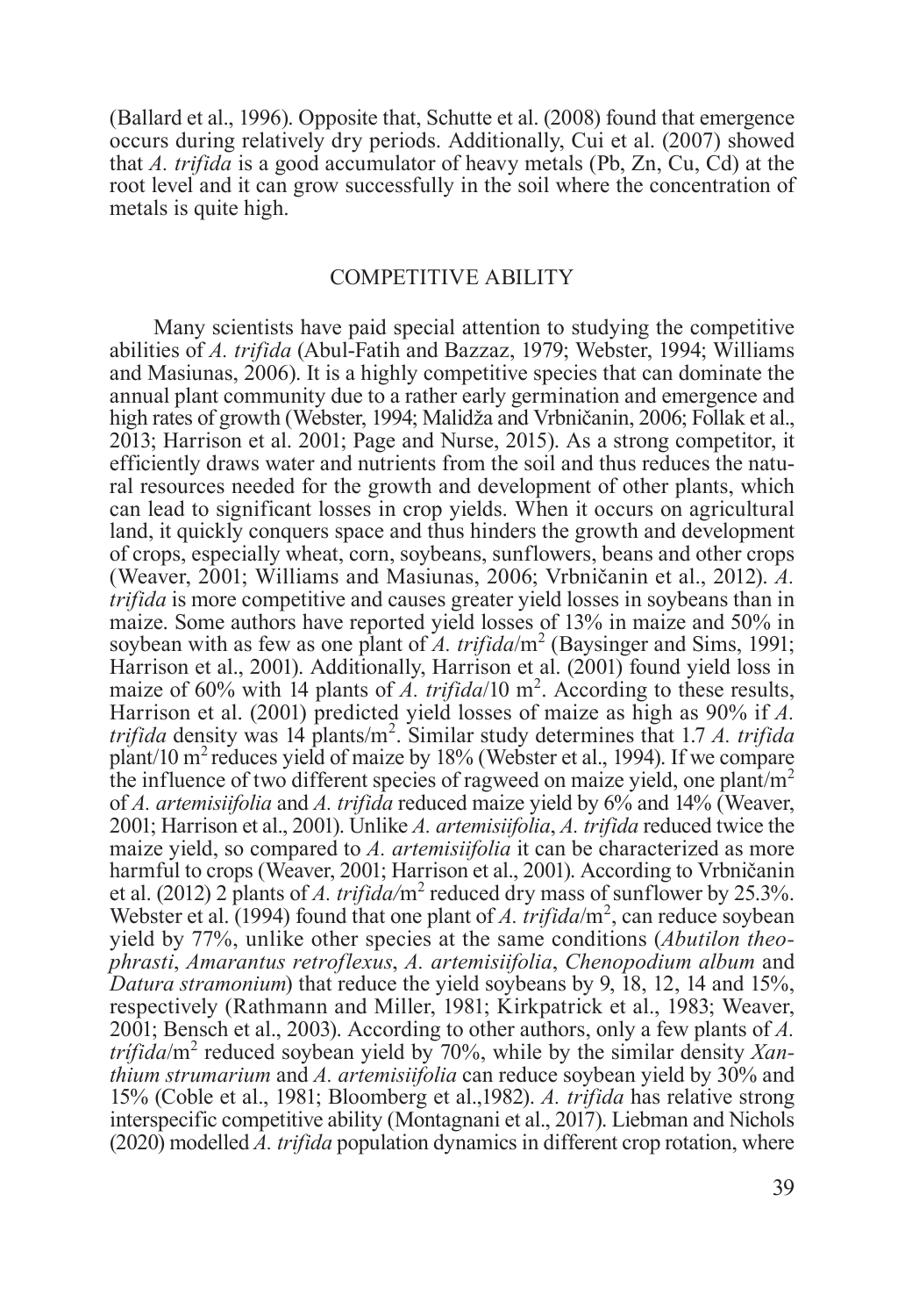(Ballard et al., 1996). Opposite that, Schutte et al. (2008) found that emergence occurs during relatively dry periods. Additionally, Cui et al. (2007) showed that *A. trifida* is a good accumulator of heavy metals (Pb, Zn, Cu, Cd) at the root level and it can grow successfully in the soil where the concentration of metals is quite high.

## COMPETITIVE ABILITY

Many scientists have paid special attention to studying the competitive abilities of *A. trifida* (Abul-Fatih and Bazzaz, 1979; Webster, 1994; Williams and Masiunas, 2006). It is a highly competitive species that can dominate the annual plant community due to a rather early germination and emergence and high rates of growth (Webster, 1994; Malidža and Vrbničanin, 2006; Follak et al., 2013; Harrison et al. 2001; Page and Nurse, 2015). As a strong competitor, it efficiently draws water and nutrients from the soil and thus reduces the natural resources needed for the growth and development of other plants, which can lead to significant losses in crop yields. When it occurs on agricultural land, it quickly conquers space and thus hinders the growth and development of crops, especially wheat, corn, soybeans, sunflowers, beans and other crops (Weaver, 2001; Williams and Masiunas, 2006; Vrbničanin et al., 2012). *A. trifida* is more competitive and causes greater yield losses in soybeans than in maize. Some authors have reported yield losses of 13% in maize and 50% in soybean with as few as one plant of *A. trifida*/m$^2$ (Baysinger and Sims, 1991; Harrison et al., 2001). Additionally, Harrison et al. (2001) found yield loss in maize of 60% with 14 plants of *A. trifida*/10 m$^2$. According to these results, Harrison et al. (2001) predicted yield losses of maize as high as 90% if *A. trifida* density was 14 plants/m$^2$. Similar study determines that 1.7 *A. trifida* plant/10 m$^2$ reduces yield of maize by 18% (Webster et al., 1994). If we compare the influence of two different species of ragweed on maize yield, one plant/m$^2$ of *A. artemisiifolia* and *A. trifida* reduced maize yield by 6% and 14% (Weaver, 2001; Harrison et al., 2001). Unlike *A. artemisiifolia*, *A. trifida* reduced twice the maize yield, so compared to *A. artemisiifolia* it can be characterized as more harmful to crops (Weaver, 2001; Harrison et al., 2001). According to Vrbničanin et al. (2012) 2 plants of *A. trifida*/m$^2$ reduced dry mass of sunflower by 25.3%. Webster et al. (1994) found that one plant of *A. trifida*/m$^2$, can reduce soybean yield by 77%, unlike other species at the same conditions (*Abutilon theophrasti*, *Amarantus retroflexus*, *A. artemisiifolia*, *Chenopodium album* and *Datura stramonium*) that reduce the yield soybeans by 9, 18, 12, 14 and 15%, respectively (Rathmann and Miller, 1981; Kirkpatrick et al., 1983; Weaver, 2001; Bensch et al., 2003). According to other authors, only a few plants of *A. trífida*/m$^2$ reduced soybean yield by 70%, while by the similar density *Xanthium strumarium* and *A. artemisiifolia* can reduce soybean yield by 30% and 15% (Coble et al., 1981; Bloomberg et al.,1982). *A. trifida* has relative strong interspecific competitive ability (Montagnani et al., 2017). Liebman and Nichols (2020) modelled *A. trifida* population dynamics in different crop rotation, where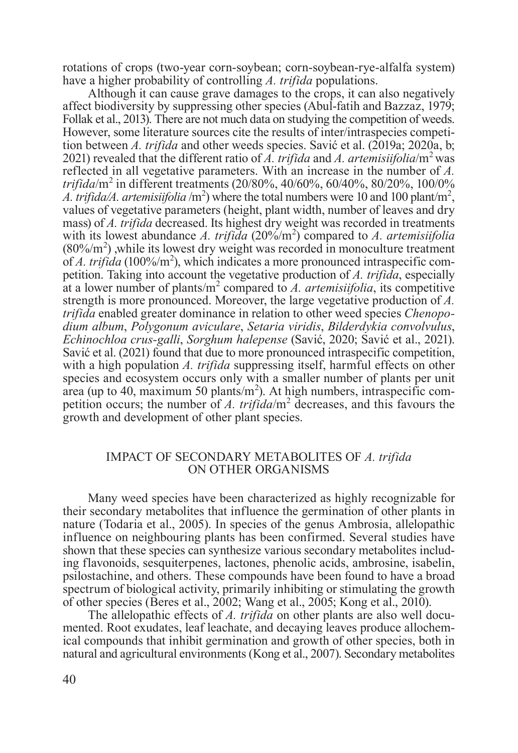rotations of crops (two-year corn-soybean; corn-soybean-rye-alfalfa system) have a higher probability of controlling *A. trifida* populations.

Although it can cause grave damages to the crops, it can also negatively affect biodiversity by suppressing other species (Abul-fatih and Bazzaz, 1979; Follak et al., 2013). There are not much data on studying the competition of weeds. However, some literature sources cite the results of inter/intraspecies competition between *A. trifida* and other weeds species. Savić et al. (2019a; 2020a, b; 2021) revealed that the different ratio of *A. trifida* and *A. artemisiifolia*/$m^2$ was reflected in all vegetative parameters. With an increase in the number of *A. trifida*/$m^2$ in different treatments (20/80%, 40/60%, 60/40%, 80/20%, 100/0% *A. trifida/A. artemisiifolia* /$m^2$) where the total numbers were 10 and 100 plant/$m^2$, values of vegetative parameters (height, plant width, number of leaves and dry mass) of *A. trifida* decreased. Its highest dry weight was recorded in treatments with its lowest abundance *A. trifida* (20%/$m^2$) compared to *A. artemisiifolia* (80%/$m^2$) ,while its lowest dry weight was recorded in monoculture treatment of *A. trifida* (100%/$m^2$), which indicates a more pronounced intraspecific competition. Taking into account the vegetative production of *A. trifida*, especially at a lower number of plants/$m^2$ compared to *A. artemisiifolia*, its competitive strength is more pronounced. Moreover, the large vegetative production of *A. trifida* enabled greater dominance in relation to other weed species *Chenopodium album*, *Polygonum aviculare*, *Setaria viridis*, *Bilderdykia convolvulus*, *Echinochloa crus-galli*, *Sorghum halepense* (Savić, 2020; Savić et al., 2021). Savić et al. (2021) found that due to more pronounced intraspecific competition, with a high population *A. trifida* suppressing itself, harmful effects on other species and ecosystem occurs only with a smaller number of plants per unit area (up to 40, maximum 50 plants/$m^2$). At high numbers, intraspecific competition occurs; the number of *A. trifida*/$m^2$ decreases, and this favours the growth and development of other plant species.

## IMPACT OF SECONDARY METABOLITES OF *A. trifida* ON OTHER ORGANISMS

Many weed species have been characterized as highly recognizable for their secondary metabolites that influence the germination of other plants in nature (Todaria et al., 2005). In species of the genus Ambrosia, allelopathic influence on neighbouring plants has been confirmed. Several studies have shown that these species can synthesize various secondary metabolites including flavonoids, sesquiterpenes, lactones, phenolic acids, ambrosine, isabelin, psilostachine, and others. These compounds have been found to have a broad spectrum of biological activity, primarily inhibiting or stimulating the growth of other species (Beres et al., 2002; Wang et al., 2005; Kong et al., 2010).

The allelopathic effects of *A. trifida* on other plants are also well documented. Root exudates, leaf leachate, and decaying leaves produce allochemical compounds that inhibit germination and growth of other species, both in natural and agricultural environments (Kong et al., 2007). Secondary metabolites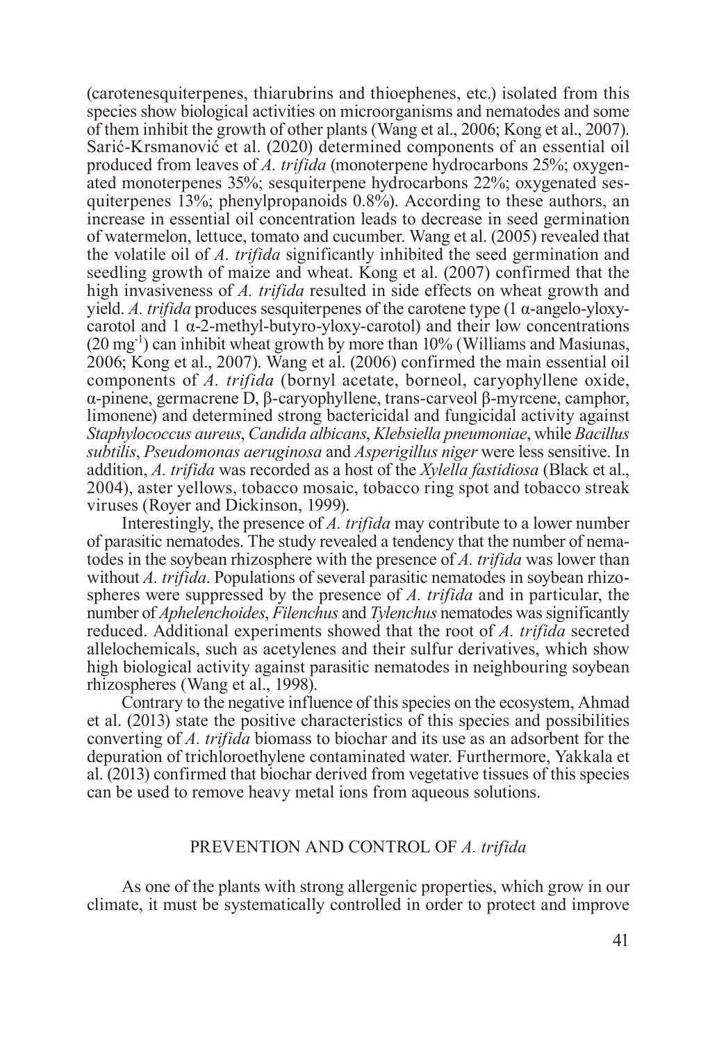(carotenesquiterpenes, thiarubrins and thioephenes, etc.) isolated from this species show biological activities on microorganisms and nematodes and some of them inhibit the growth of other plants (Wang et al., 2006; Kong et al., 2007). Sarić-Krsmanović et al. (2020) determined components of an essential oil produced from leaves of *A. trifida* (monoterpene hydrocarbons 25%; oxygenated monoterpenes 35%; sesquiterpene hydrocarbons 22%; oxygenated sesquiterpenes 13%; phenylpropanoids 0.8%). According to these authors, an increase in essential oil concentration leads to decrease in seed germination of watermelon, lettuce, tomato and cucumber. Wang et al. (2005) revealed that the volatile oil of *A. trifida* significantly inhibited the seed germination and seedling growth of maize and wheat. Kong et al. (2007) confirmed that the high invasiveness of *A. trifida* resulted in side effects on wheat growth and yield. *A. trifida* produces sesquiterpenes of the carotene type (1 α-angelo-yloxy-carotol and 1 α-2-methyl-butyro-yloxy-carotol) and their low concentrations (20 $mg^{-1}$) can inhibit wheat growth by more than 10% (Williams and Masiunas, 2006; Kong et al., 2007). Wang et al. (2006) confirmed the main essential oil components of *A. trifida* (bornyl acetate, borneol, caryophyllene oxide, α-pinene, germacrene D, β-caryophyllene, trans-carveol β-myrcene, camphor, limonene) and determined strong bactericidal and fungicidal activity against *Staphylococcus aureus*, *Candida albicans*, *Klebsiella pneumoniae*, while *Bacillus subtilis*, *Pseudomonas aeruginosa* and *Asperigillus niger* were less sensitive. In addition, *A. trifida* was recorded as a host of the *Xylella fastidiosa* (Black et al., 2004), aster yellows, tobacco mosaic, tobacco ring spot and tobacco streak viruses (Royer and Dickinson, 1999).

Interestingly, the presence of *A. trifida* may contribute to a lower number of parasitic nematodes. The study revealed a tendency that the number of nematodes in the soybean rhizosphere with the presence of *A. trifida* was lower than without *A. trifida*. Populations of several parasitic nematodes in soybean rhizospheres were suppressed by the presence of *A. trifida* and in particular, the number of *Aphelenchoides*, *Filenchus* and *Tylenchus* nematodes was significantly reduced. Additional experiments showed that the root of *A. trifida* secreted allelochemicals, such as acetylenes and their sulfur derivatives, which show high biological activity against parasitic nematodes in neighbouring soybean rhizospheres (Wang et al., 1998).

Contrary to the negative influence of this species on the ecosystem, Ahmad et al. (2013) state the positive characteristics of this species and possibilities converting of *A. trifida* biomass to biochar and its use as an adsorbent for the depuration of trichloroethylene contaminated water. Furthermore, Yakkala et al. (2013) confirmed that biochar derived from vegetative tissues of this species can be used to remove heavy metal ions from aqueous solutions.

## PREVENTION AND CONTROL OF *A. trifida*

As one of the plants with strong allergenic properties, which grow in our climate, it must be systematically controlled in order to protect and improve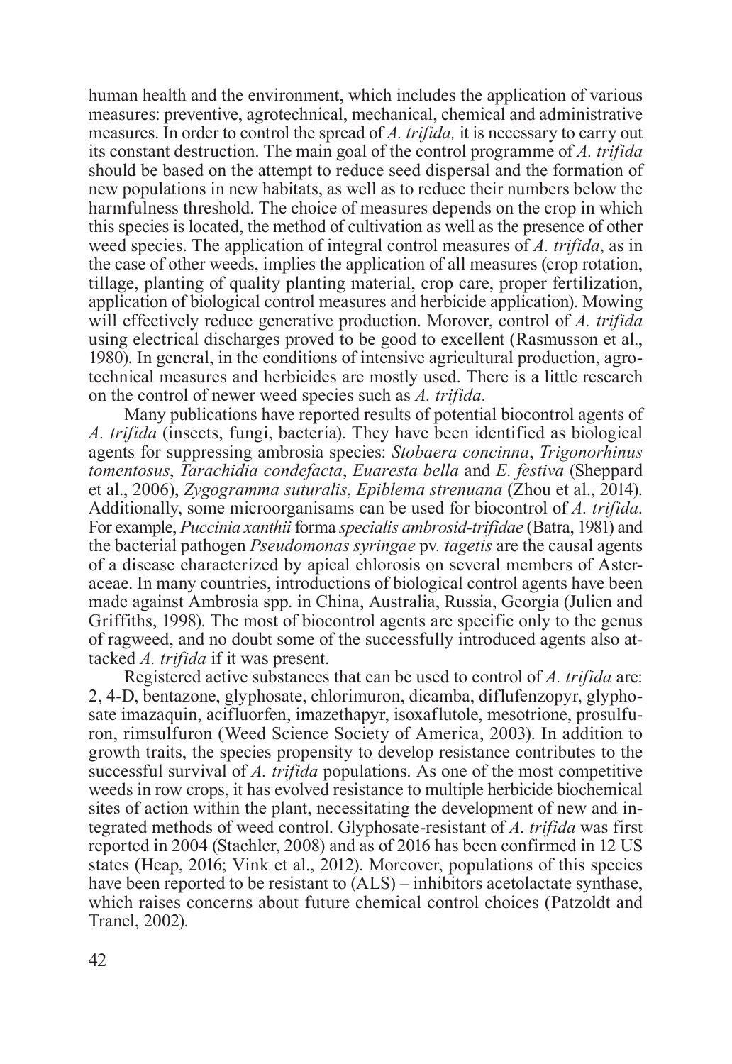human health and the environment, which includes the application of various measures: preventive, agrotechnical, mechanical, chemical and administrative measures. In order to control the spread of *A. trifida,* it is necessary to carry out its constant destruction. The main goal of the control programme of *A. trifida* should be based on the attempt to reduce seed dispersal and the formation of new populations in new habitats, as well as to reduce their numbers below the harmfulness threshold. The choice of measures depends on the crop in which this species is located, the method of cultivation as well as the presence of other weed species. The application of integral control measures of *A. trifida*, as in the case of other weeds, implies the application of all measures (crop rotation, tillage, planting of quality planting material, crop care, proper fertilization, application of biological control measures and herbicide application). Mowing will effectively reduce generative production. Morover, control of *A. trifida* using electrical discharges proved to be good to excellent (Rasmusson et al., 1980). In general, in the conditions of intensive agricultural production, agrotechnical measures and herbicides are mostly used. There is a little research on the control of newer weed species such as *A. trifida*.

Many publications have reported results of potential biocontrol agents of *A. trifida* (insects, fungi, bacteria). They have been identified as biological agents for suppressing ambrosia species: *Stobaera concinna*, *Trigonorhinus tomentosus*, *Tarachidia condefacta*, *Euaresta bella* and *E. festiva* (Sheppard et al., 2006), *Zygogramma suturalis*, *Epiblema strenuana* (Zhou et al., 2014). Additionally, some microorganisams can be used for biocontrol of *A. trifida*. For example, *Puccinia xanthii* forma *specialis ambrosid-trifidae* (Batra, 1981) and the bacterial pathogen *Pseudomonas syringae* pv. *tagetis* are the causal agents of a disease characterized by apical chlorosis on several members of Asteraceae. In many countries, introductions of biological control agents have been made against Ambrosia spp. in China, Australia, Russia, Georgia (Julien and Griffiths, 1998). The most of biocontrol agents are specific only to the genus of ragweed, and no doubt some of the successfully introduced agents also attacked *A. trifida* if it was present.

Registered active substances that can be used to control of *A. trifida* are: 2, 4-D, bentazone, glyphosate, chlorimuron, dicamba, diflufenzopyr, glyphosate imazaquin, acifluorfen, imazethapyr, isoxaflutole, mesotrione, prosulfuron, rimsulfuron (Weed Science Society of America, 2003). In addition to growth traits, the species propensity to develop resistance contributes to the successful survival of *A. trifida* populations. As one of the most competitive weeds in row crops, it has evolved resistance to multiple herbicide biochemical sites of action within the plant, necessitating the development of new and integrated methods of weed control. Glyphosate-resistant of *A. trifida* was first reported in 2004 (Stachler, 2008) and as of 2016 has been confirmed in 12 US states (Heap, 2016; Vink et al., 2012). Moreover, populations of this species have been reported to be resistant to (ALS) – inhibitors acetolactate synthase, which raises concerns about future chemical control choices (Patzoldt and Tranel, 2002).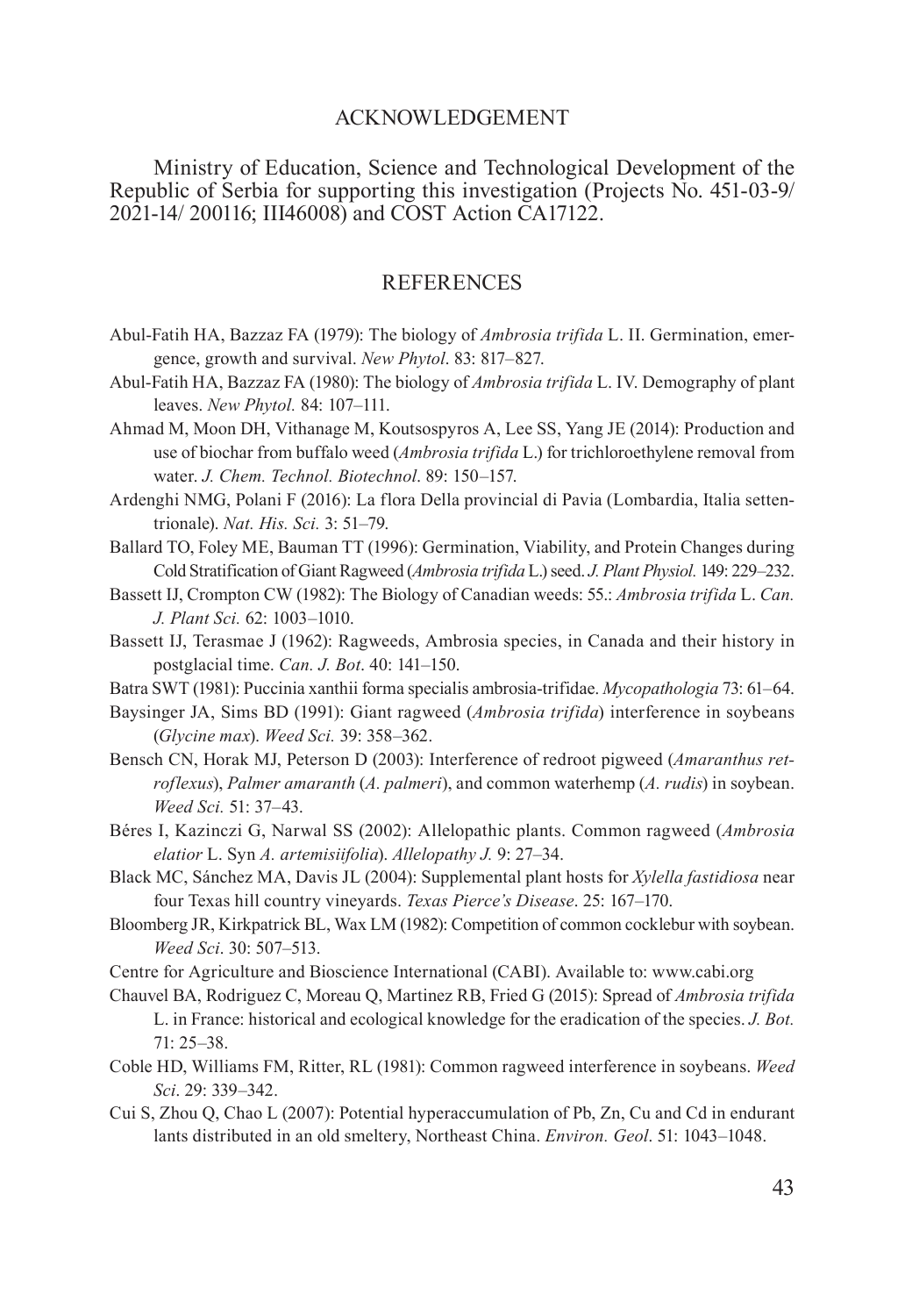## ACKNOWLEDGEMENT

Ministry of Education, Science and Technological Development of the Republic of Serbia for supporting this investigation (Projects No. 451-03-9/ 2021-14/ 200116; III46008) and COST Action CA17122.

## REFERENCES

Abul-Fatih HA, Bazzaz FA (1979): The biology of *Ambrosia trifida* L. II. Germination, emergence, growth and survival. *New Phytol*. 83: 817–827.

Abul-Fatih HA, Bazzaz FA (1980): The biology of *Ambrosia trifida* L. IV. Demography of plant leaves. *New Phytol.* 84: 107–111.

Ahmad M, Moon DH, Vithanage M, Koutsospyros A, Lee SS, Yang JE (2014): Production and use of biochar from buffalo weed (*Ambrosia trifida* L.) for trichloroethylene removal from water. *J. Chem. Technol. Biotechnol*. 89: 150–157.

Ardenghi NMG, Polani F (2016): La flora Della provincial di Pavia (Lombardia, Italia settentrionale). *Nat. His. Sci.* 3: 51–79.

Ballard TO, Foley ME, Bauman TT (1996): Germination, Viability, and Protein Changes during Cold Stratification of Giant Ragweed (*Ambrosia trifida* L.) seed. *J. Plant Physiol.* 149: 229–232.

Bassett IJ, Crompton CW (1982): The Biology of Canadian weeds: 55.: *Ambrosia trifida* L. *Can. J. Plant Sci.* 62: 1003–1010.

Bassett IJ, Terasmae J (1962): Ragweeds, Ambrosia species, in Canada and their history in postglacial time. *Can. J. Bot*. 40: 141–150.

Batra SWT (1981): Puccinia xanthii forma specialis ambrosia-trifidae. *Mycopathologia* 73: 61–64.

Baysinger JA, Sims BD (1991): Giant ragweed (*Ambrosia trifida*) interference in soybeans (*Glycine max*). *Weed Sci.* 39: 358–362.

Bensch CN, Horak MJ, Peterson D (2003): Interference of redroot pigweed (*Amaranthus retroflexus*), *Palmer amaranth* (*A. palmeri*), and common waterhemp (*A. rudis*) in soybean. *Weed Sci.* 51: 37–43.

Béres I, Kazinczi G, Narwal SS (2002): Allelopathic plants. Common ragweed (*Ambrosia elatior* L. Syn *A. artemisiifolia*). *Allelopathy J.* 9: 27–34.

Black MC, Sánchez MA, Davis JL (2004): Supplemental plant hosts for *Xylella fastidiosa* near four Texas hill country vineyards. *Texas Pierce's Disease*. 25: 167–170.

Bloomberg JR, Kirkpatrick BL, Wax LM (1982): Competition of common cocklebur with soybean. *Weed Sci*. 30: 507–513.

Centre for Agriculture and Bioscience International (CABI). Available to: www.cabi.org

Chauvel BA, Rodriguez C, Moreau Q, Martinez RB, Fried G (2015): Spread of *Ambrosia trifida* L. in France: historical and ecological knowledge for the eradication of the species. *J. Bot.* 71: 25–38.

Coble HD, Williams FM, Ritter, RL (1981): Common ragweed interference in soybeans. *Weed Sci*. 29: 339–342.

Cui S, Zhou Q, Chao L (2007): Potential hyperaccumulation of Pb, Zn, Cu and Cd in endurant lants distributed in an old smeltery, Northeast China. *Environ. Geol*. 51: 1043–1048.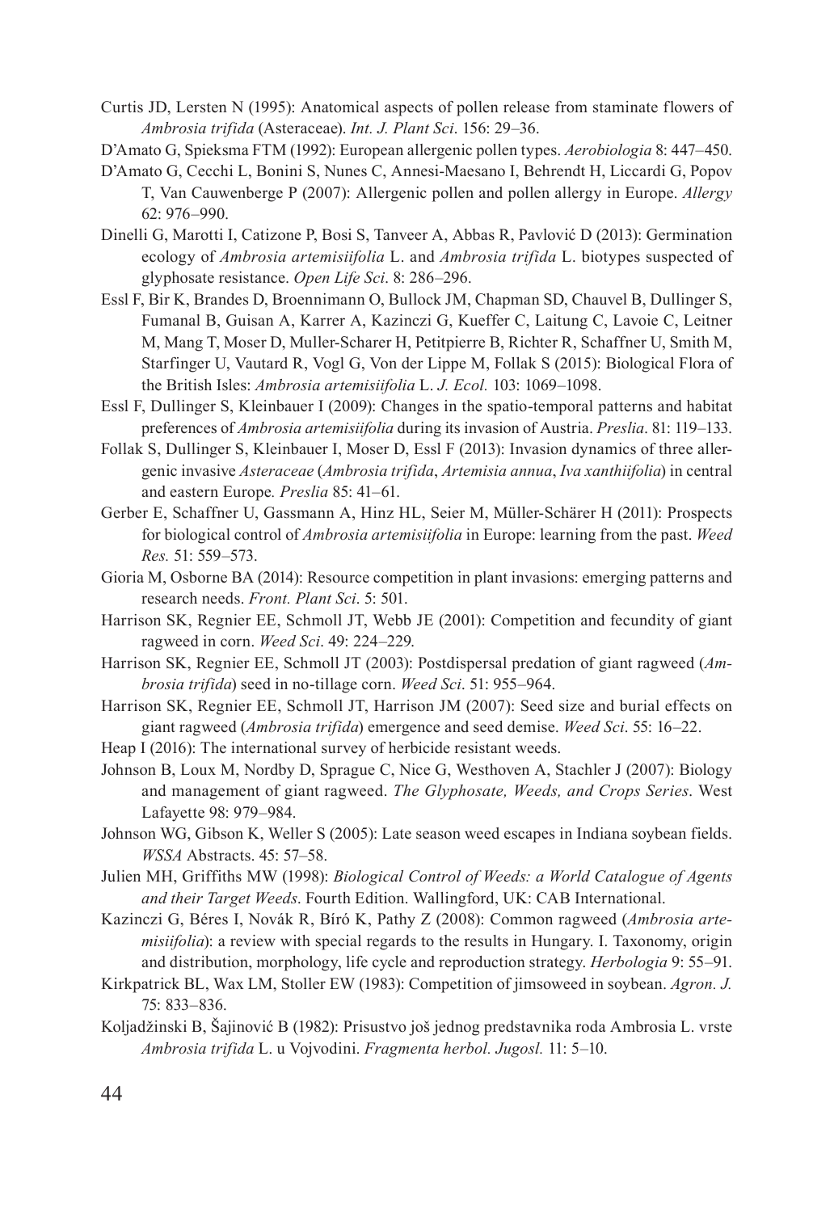Curtis JD, Lersten N (1995): Anatomical aspects of pollen release from staminate flowers of *Ambrosia trifida* (Asteraceae). *Int. J. Plant Sci*. 156: 29–36.

D'Amato G, Spieksma FTM (1992): European allergenic pollen types. *Aerobiologia* 8: 447–450.

D'Amato G, Cecchi L, Bonini S, Nunes C, Annesi-Maesano I, Behrendt H, Liccardi G, Popov T, Van Cauwenberge P (2007): Allergenic pollen and pollen allergy in Europe. *Allergy* 62: 976–990.

Dinelli G, Marotti I, Catizone P, Bosi S, Tanveer A, Abbas R, Pavlović D (2013): Germination ecology of *Ambrosia artemisiifolia* L. and *Ambrosia trifida* L. biotypes suspected of glyphosate resistance. *Open Life Sci*. 8: 286–296.

Essl F, Bir K, Brandes D, Broennimann O, Bullock JM, Chapman SD, Chauvel B, Dullinger S, Fumanal B, Guisan A, Karrer A, Kazinczi G, Kueffer C, Laitung C, Lavoie C, Leitner M, Mang T, Moser D, Muller-Scharer H, Petitpierre B, Richter R, Schaffner U, Smith M, Starfinger U, Vautard R, Vogl G, Von der Lippe M, Follak S (2015): Biological Flora of the British Isles: *Ambrosia artemisiifolia* L. *J. Ecol.* 103: 1069–1098.

Essl F, Dullinger S, Kleinbauer I (2009): Changes in the spatio-temporal patterns and habitat preferences of *Ambrosia artemisiifolia* during its invasion of Austria. *Preslia*. 81: 119–133.

Follak S, Dullinger S, Kleinbauer I, Moser D, Essl F (2013): Invasion dynamics of three allergenic invasive *Asteraceae* (*Ambrosia trifida*, *Artemisia annua*, *Iva xanthiifolia*) in central and eastern Europe. *Preslia* 85: 41–61.

Gerber E, Schaffner U, Gassmann A, Hinz HL, Seier M, Müller-Schärer H (2011): Prospects for biological control of *Ambrosia artemisiifolia* in Europe: learning from the past. *Weed Res.* 51: 559–573.

Gioria M, Osborne BA (2014): Resource competition in plant invasions: emerging patterns and research needs. *Front. Plant Sci*. 5: 501.

Harrison SK, Regnier EE, Schmoll JT, Webb JE (2001): Competition and fecundity of giant ragweed in corn. *Weed Sci*. 49: 224–229.

Harrison SK, Regnier EE, Schmoll JT (2003): Postdispersal predation of giant ragweed (*Ambrosia trifida*) seed in no-tillage corn. *Weed Sci*. 51: 955–964.

Harrison SK, Regnier EE, Schmoll JT, Harrison JM (2007): Seed size and burial effects on giant ragweed (*Ambrosia trifida*) emergence and seed demise. *Weed Sci*. 55: 16–22.

Heap I (2016): The international survey of herbicide resistant weeds.

Johnson B, Loux M, Nordby D, Sprague C, Nice G, Westhoven A, Stachler J (2007): Biology and management of giant ragweed. *The Glyphosate, Weeds, and Crops Series*. West Lafayette 98: 979–984.

Johnson WG, Gibson K, Weller S (2005): Late season weed escapes in Indiana soybean fields. *WSSA* Abstracts. 45: 57–58.

Julien MH, Griffiths MW (1998): *Biological Control of Weeds: a World Catalogue of Agents and their Target Weeds*. Fourth Edition. Wallingford, UK: CAB International.

Kazinczi G, Béres I, Novák R, Bíró K, Pathy Z (2008): Common ragweed (*Ambrosia artemisiifolia*): a review with special regards to the results in Hungary. I. Taxonomy, origin and distribution, morphology, life cycle and reproduction strategy. *Herbologia* 9: 55–91.

Kirkpatrick BL, Wax LM, Stoller EW (1983): Competition of jimsoweed in soybean. *Agron. J.* 75: 833–836.

Koljadžinski B, Šajinović B (1982): Prisustvo još jednog predstavnika roda Ambrosia L. vrste *Ambrosia trifida* L. u Vojvodini. *Fragmenta herbol. Jugosl.* 11: 5–10.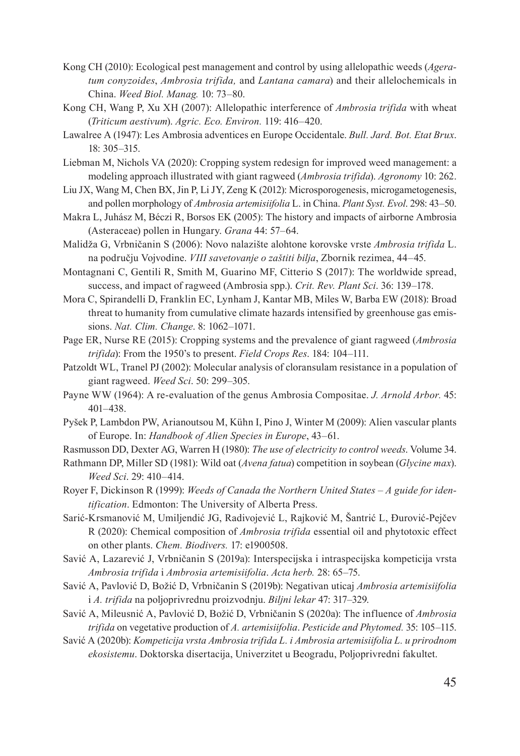Kong CH (2010): Ecological pest management and control by using allelopathic weeds (*Ageratum conyzoides*, *Ambrosia trifida,* and *Lantana camara*) and their allelochemicals in China. *Weed Biol. Manag.* 10: 73–80.

Kong CH, Wang P, Xu XH (2007): Allelopathic interference of *Ambrosia trifida* with wheat (*Triticum aestivum*). *Agric. Eco. Environ.* 119: 416–420.

Lawalree A (1947): Les Ambrosia adventices en Europe Occidentale. *Bull. Jard. Bot. Etat Brux*. 18: 305–315.

Liebman M, Nichols VA (2020): Cropping system redesign for improved weed management: a modeling approach illustrated with giant ragweed (*Ambrosia trifida*). *Agronomy* 10: 262.

Liu JX, Wang M, Chen BX, Jin P, Li JY, Zeng K (2012): Microsporogenesis, microgametogenesis, and pollen morphology of *Ambrosia artemisiifolia* L. in China. *Plant Syst. Evol*. 298: 43–50.

Makra L, Juhász M, Béczi R, Borsos EK (2005): The history and impacts of airborne Ambrosia (Asteraceae) pollen in Hungary. *Grana* 44: 57–64.

Malidža G, Vrbničanin S (2006): Novo nalazište alohtone korovske vrste *Ambrosia trifida* L. na području Vojvodine. *VIII savetovanje o zaštiti bilja*, Zbornik rezimea, 44–45.

Montagnani C, Gentili R, Smith M, Guarino MF, Citterio S (2017): The worldwide spread, success, and impact of ragweed (Ambrosia spp.). *Crit. Rev. Plant Sci*. 36: 139–178.

Mora C, Spirandelli D, Franklin EC, Lynham J, Kantar MB, Miles W, Barba EW (2018): Broad threat to humanity from cumulative climate hazards intensified by greenhouse gas emissions. *Nat. Clim. Change*. 8: 1062–1071.

Page ER, Nurse RE (2015): Cropping systems and the prevalence of giant ragweed (*Ambrosia trifida*): From the 1950's to present. *Field Crops Res*. 184: 104–111.

Patzoldt WL, Tranel PJ (2002): Molecular analysis of cloransulam resistance in a population of giant ragweed. *Weed Sci*. 50: 299–305.

Payne WW (1964): A re-evaluation of the genus Ambrosia Compositae. *J. Arnold Arbor.* 45: 401–438.

Pyšek P, Lambdon PW, Arianoutsou M, Kühn I, Pino J, Winter M (2009): Alien vascular plants of Europe. In: *Handbook of Alien Species in Europe*, 43–61.

Rasmusson DD, Dexter AG, Warren H (1980): *The use of electricity to control weeds*. Volume 34.

Rathmann DP, Miller SD (1981): Wild oat (*Avena fatua*) competition in soybean (*Glycine max*). *Weed Sci*. 29: 410–414.

Royer F, Dickinson R (1999): *Weeds of Canada the Northern United States – A guide for identification*. Edmonton: The University of Alberta Press.

Sarić-Krsmanović M, Umiljendić JG, Radivojević L, Rajković M, Šantrić L, Đurović-Pejčev R (2020): Chemical composition of *Ambrosia trifida* essential oil and phytotoxic effect on other plants. *Chem. Biodivers.* 17: e1900508.

Savić A, Lazarević J, Vrbničanin S (2019a): Interspecijska i intraspecijska kompeticija vrsta *Ambrosia trifida* i *Ambrosia artemisiifolia*. *Acta herb.* 28: 65–75.

Savić A, Pavlović D, Božić D, Vrbničanin S (2019b): Negativan uticaj *Ambrosia artemisiifolia* i *A. trifida* na poljoprivrednu proizvodnju. *Biljni lekar* 47: 317–329.

Savić A, Mileusnić A, Pavlović D, Božić D, Vrbničanin S (2020a): The influence of *Ambrosia trifida* on vegetative production of *A. artemisiifolia*. *Pesticide and Phytomed.* 35: 105–115.

Savić A (2020b): *Kompeticija vrsta Ambrosia trifida L. i Ambrosia artemisiifolia L. u prirodnom ekosistemu*. Doktorska disertacija, Univerzitet u Beogradu, Poljoprivredni fakultet.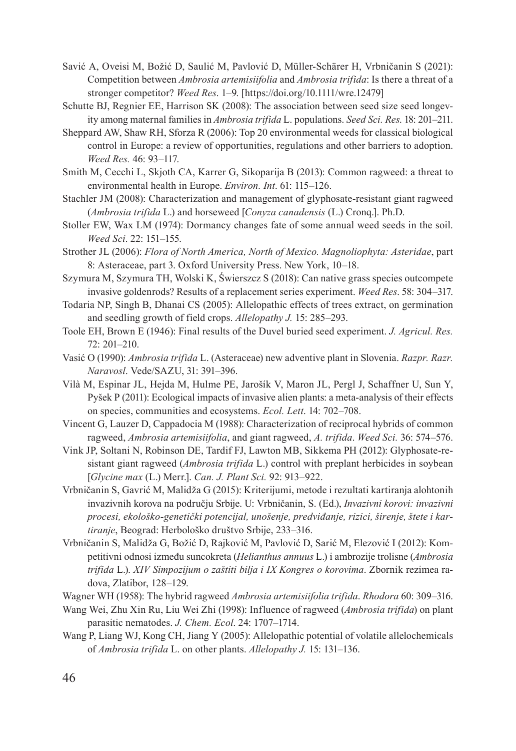Savić A, Oveisi M, Božić D, Saulić M, Pavlović D, Müller-Schärer H, Vrbničanin S (2021): Competition between *Ambrosia artemisiifolia* and *Ambrosia trifida*: Is there a threat of a stronger competitor? *Weed Res*. 1–9. [https://doi.org/10.1111/wre.12479]

Schutte BJ, Regnier EE, Harrison SK (2008): The association between seed size seed longevity among maternal families in *Ambrosia trifida* L. populations. *Seed Sci. Res*. 18: 201–211.

Sheppard AW, Shaw RH, Sforza R (2006): Top 20 environmental weeds for classical biological control in Europe: a review of opportunities, regulations and other barriers to adoption. *Weed Res.* 46: 93–117.

Smith M, Cecchi L, Skjoth CA, Karrer G, Sikoparija B (2013): Common ragweed: a threat to environmental health in Europe. *Environ. Int*. 61: 115–126.

Stachler JM (2008): Characterization and management of glyphosate-resistant giant ragweed (*Ambrosia trifida* L.) and horseweed [*Conyza canadensis* (L.) Cronq.]. Ph.D.

Stoller EW, Wax LM (1974): Dormancy changes fate of some annual weed seeds in the soil. *Weed Sci*. 22: 151–155.

Strother JL (2006): *Flora of North America, North of Mexico. Magnoliophyta: Asteridae*, part 8: Asteraceae, part 3. Oxford University Press. New York, 10–18.

Szymura M, Szymura TH, Wolski K, Świerszcz S (2018): Can native grass species outcompete invasive goldenrods? Results of a replacement series experiment. *Weed Res*. 58: 304–317.

Todaria NP, Singh B, Dhanai CS (2005): Allelopathic effects of trees extract, on germination and seedling growth of field crops. *Allelopathy J.* 15: 285–293.

Toole EH, Brown E (1946): Final results of the Duvel buried seed experiment. *J. Agricul. Res.* 72: 201–210.

Vasić O (1990): *Ambrosia trifida* L. (Asteraceae) new adventive plant in Slovenia. *Razpr. Razr. Naravosl*. Vede/SAZU, 31: 391–396.

Vilà M, Espinar JL, Hejda M, Hulme PE, Jarošík V, Maron JL, Pergl J, Schaffner U, Sun Y, Pyšek P (2011): Ecological impacts of invasive alien plants: a meta-analysis of their effects on species, communities and ecosystems. *Ecol. Lett*. 14: 702–708.

Vincent G, Lauzer D, Cappadocia M (1988): Characterization of reciprocal hybrids of common ragweed, *Ambrosia artemisiifolia*, and giant ragweed, *A. trifida*. *Weed Sci.* 36: 574–576.

Vink JP, Soltani N, Robinson DE, Tardif FJ, Lawton MB, Sikkema PH (2012): Glyphosate-resistant giant ragweed (*Ambrosia trifida* L.) control with preplant herbicides in soybean [*Glycine max* (L.) Merr.]. *Can. J. Plant Sci.* 92: 913–922.

Vrbničanin S, Gavrić M, Malidža G (2015): Kriterijumi, metode i rezultati kartiranja alohtonih invazivnih korova na području Srbije. U: Vrbničanin, S. (Ed.), *Invazivni korovi: invazivni procesi, ekološko-genetički potencijal, unošenje, predviđanje, rizici, širenje, štete i kartiranje*, Beograd: Herbološko društvo Srbije, 233–316.

Vrbničanin S, Malidža G, Božić D, Rajković M, Pavlović D, Sarić M, Elezović I (2012): Kompetitivni odnosi između suncokreta (*Helianthus annuus* L.) i ambrozije trolisne (*Ambrosia trifida* L.). *XIV Simpozijum o zaštiti bilja i IX Kongres o korovima*. Zbornik rezimea radova, Zlatibor, 128–129.

Wagner WH (1958): The hybrid ragweed *Ambrosia artemisiifolia trifida*. *Rhodora* 60: 309–316.

Wang Wei, Zhu Xin Ru, Liu Wei Zhi (1998): Influence of ragweed (*Ambrosia trifida*) on plant parasitic nematodes. *J. Chem. Ecol*. 24: 1707–1714.

Wang P, Liang WJ, Kong CH, Jiang Y (2005): Allelopathic potential of volatile allelochemicals of *Ambrosia trifida* L. on other plants. *Allelopathy J.* 15: 131–136.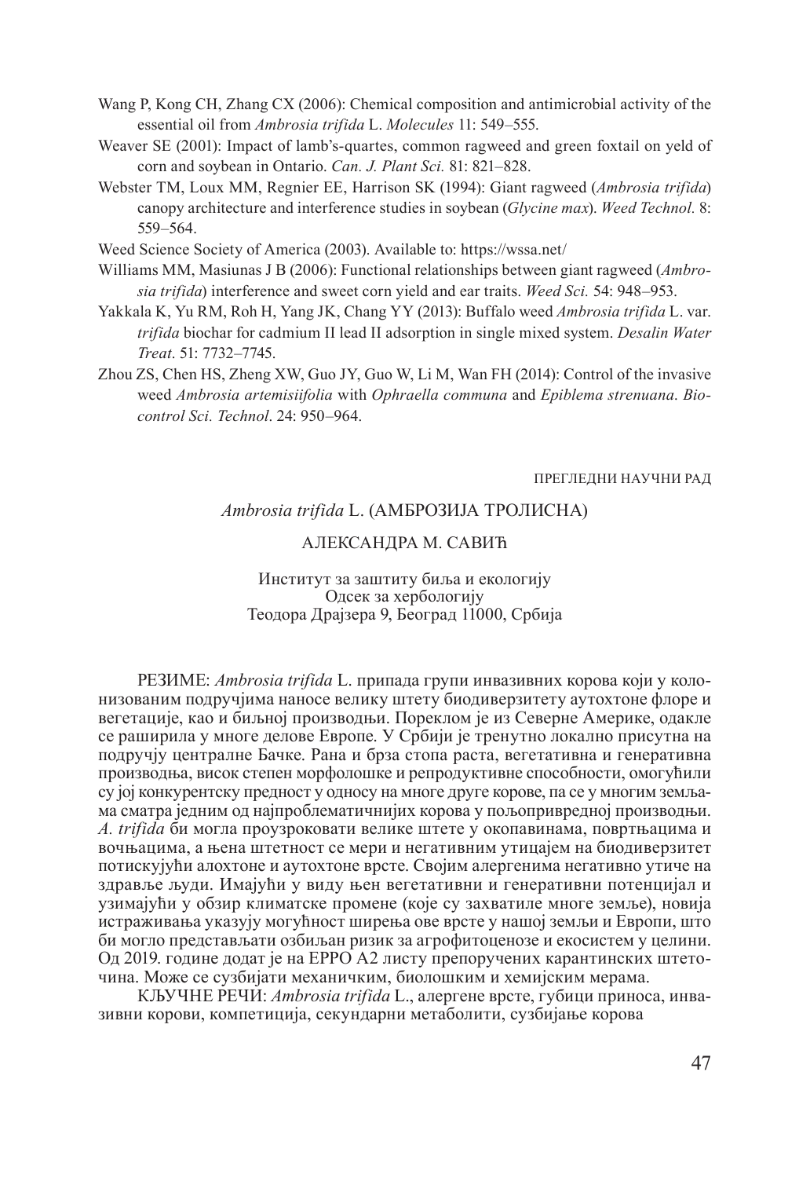Wang P, Kong CH, Zhang CX (2006): Chemical composition and antimicrobial activity of the essential oil from *Ambrosia trifida* L. *Molecules* 11: 549–555.

Weaver SE (2001): Impact of lamb's-quartes, common ragweed and green foxtail on yeld of corn and soybean in Ontario. *Can. J. Plant Sci.* 81: 821–828.

Webster TM, Loux MM, Regnier EE, Harrison SK (1994): Giant ragweed (*Ambrosia trifida*) canopy architecture and interference studies in soybean (*Glycine max*). *Weed Technol.* 8: 559–564.

Weed Science Society of America (2003). Available to: https://wssa.net/

Williams MM, Masiunas J B (2006): Functional relationships between giant ragweed (*Ambrosia trifida*) interference and sweet corn yield and ear traits. *Weed Sci.* 54: 948–953.

Yakkala K, Yu RM, Roh H, Yang JK, Chang YY (2013): Buffalo weed *Ambrosia trifida* L. var. *trifida* biochar for cadmium II lead II adsorption in single mixed system. *Desalin Water Treat*. 51: 7732–7745.

Zhou ZS, Chen HS, Zheng XW, Guo JY, Guo W, Li M, Wan FH (2014): Control of the invasive weed *Ambrosia artemisiifolia* with *Ophraella communa* and *Epiblema strenuana*. *Biocontrol Sci. Technol*. 24: 950–964.

ПРЕГЛЕДНИ НАУЧНИ РАД

## *Ambrosia trifida* L. (АМБРОЗИЈА ТРОЛИСНА)

АЛЕКСАНДРА М. САВИЋ

Институт за заштиту биља и екологију
Одсек за хербологију
Теодора Драјзера 9, Београд 11000, Србија

РЕЗИМЕ: *Ambrosia trifida* L. припада групи инвазивних корова који у колонизованим подручјима наносе велику штету биодиверзитету аутохтоне флоре и вегетације, као и биљној производњи. Пореклом је из Северне Америке, одакле се раширила у многе делове Европе. У Србији је тренутно локално присутна на подручју централне Бачке. Рана и брза стопа раста, вегетативна и генеративна производња, висок степен морфолошке и репродуктивне способности, омогућили су јој конкурентску предност у односу на многе друге корове, па се у многим земљама сматра једним од најпроблематичнијих корова у пољопривредној производњи. *A. trifida* би могла проузроковати велике штете у окопавинама, повртњацима и вочњацима, а њена штетност се мери и негативним утицајем на биодиверзитет потискујући алохтоне и аутохтоне врсте. Својим алергенима негативно утиче на здравље људи. Имајући у виду њен вегетативни и генеративни потенцијал и узимајући у обзир климатске промене (које су захватиле многе земље), новија истраживања указују могућност ширења ове врсте у нашој земљи и Европи, што би могло представљати озбиљан ризик за агрофитоценозе и екосистем у целини. Од 2019. године додат је на EPPO А2 листу препоручених карантинских штеточина. Може се сузбијати механичким, биолошким и хемијским мерама.

КЉУЧНЕ РЕЧИ: *Ambrosia trifida* L., алергене врсте, губици приноса, инвазивни корови, компетиција, секундарни метаболити, сузбијање корова